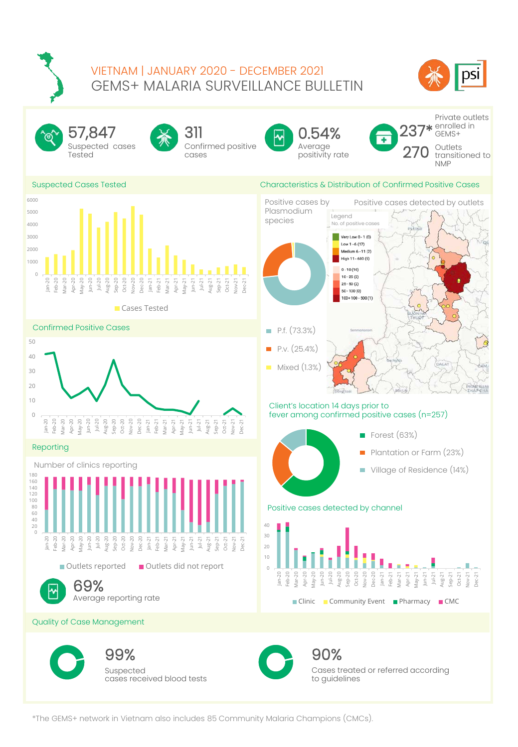# VIETNAM | JANUARY 2020 - DECEMBER 2021

# GEMS+ MALARIA SURVEILLANCE BULLETIN

**57,847** Suspected cases Tested

**311** Confirmed positive cases

**0.54%** Average positivity rate

**237*** Private outlets enrolled in GEMS+

**270** Outlets transitioned to NMP

## Suspected Cases Tested

Cases Tested

## Confirmed Positive Cases

## Reporting

Number of clinics reporting

Outlets reported | Outlets did not report

**69%** Average reporting rate

## Characteristics & Distribution of Confirmed Positive Cases

Positive cases by Plasmodium species

- P.f. (73.3%)
- P.v. (25.4%)
- Mixed (1.3%)

Positive cases detected by outlets

Legend
No. of positive cases

- Very Low 0 - 1 (0)
- Low 1 - 6 (17)
- Medium 6 - 11 (2)
- High 11 - 600 (5)
- 0 - 10 (16)
- 10 - 25 (2)
- 25 - 50 (2)
- 50 - 100 (0)
- 100+ 100 - 500 (1)

Client's location 14 days prior to fever among confirmed positive cases (n=257)

- Forest (63%)
- Plantation or Farm (23%)
- Village of Residence (14%)

Positive cases detected by channel

Clinic | Community Event | Pharmacy | CMC

## Quality of Case Management

**99%** Suspected cases received blood tests

**90%** Cases treated or referred according to guidelines

*The GEMS+ network in Vietnam also includes 85 Community Malaria Champions (CMCs).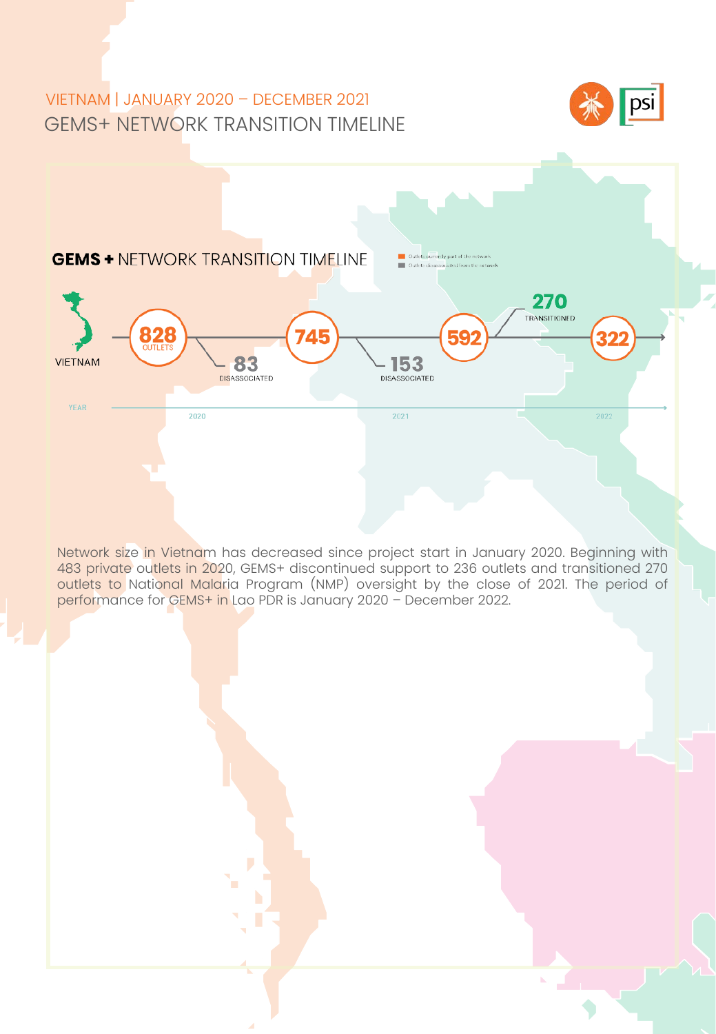# VIETNAM | JANUARY 2020 – DECEMBER 2021

## GEMS+ NETWORK TRANSITION TIMELINE

### GEMS + NETWORK TRANSITION TIMELINE

- Outlets currently part of the network
- Outlets disassociated from the network

VIETNAM

828 OUTLETS → 83 DISASSOCIATED → 745 → 153 DISASSOCIATED → 592 → 270 TRANSITIONED → 322

YEAR: 2020, 2021, 2022

Network size in Vietnam has decreased since project start in January 2020. Beginning with 483 private outlets in 2020, GEMS+ discontinued support to 236 outlets and transitioned 270 outlets to National Malaria Program (NMP) oversight by the close of 2021. The period of performance for GEMS+ in Lao PDR is January 2020 – December 2022.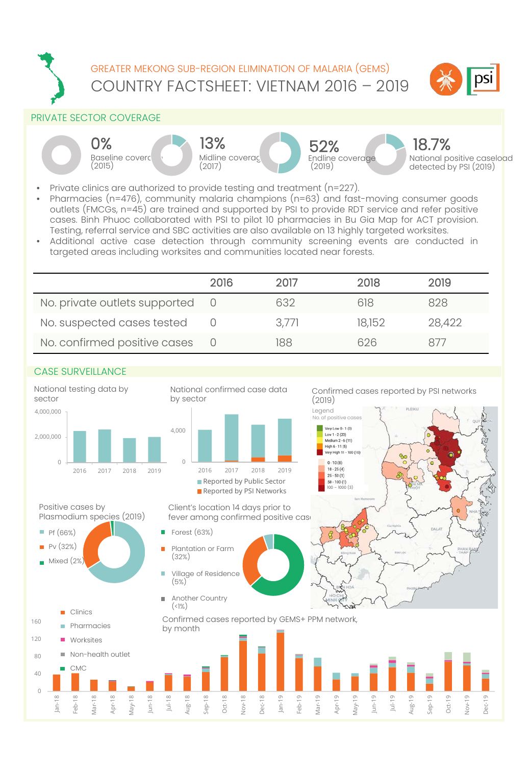# GREATER MEKONG SUB-REGION ELIMINATION OF MALARIA (GEMS)

## COUNTRY FACTSHEET: VIETNAM 2016 – 2019

### PRIVATE SECTOR COVERAGE

0% Baseline coverage (2015)

13% Midline coverage (2017)

52% Endline coverage (2019)

18.7% National positive caseload detected by PSI (2019)

- Private clinics are authorized to provide testing and treatment (n=227).
- Pharmacies (n=476), community malaria champions (n=63) and fast-moving consumer goods outlets (FMCGs, n=45) are trained and supported by PSI to provide RDT service and refer positive cases. Binh Phuoc collaborated with PSI to pilot 10 pharmacies in Bu Gia Map for ACT provision. Testing, referral service and SBC activities are also available on 13 highly targeted worksites.
- Additional active case detection through community screening events are conducted in targeted areas including worksites and communities located near forests.

| | 2016 | 2017 | 2018 | 2019 |
|---|---|---|---|---|
| No. private outlets supported | 0 | 632 | 618 | 828 |
| No. suspected cases tested | 0 | 3,771 | 18,152 | 28,422 |
| No. confirmed positive cases | 0 | 188 | 626 | 877 |

### CASE SURVEILLANCE

National testing data by sector

National confirmed case data by sector

- Reported by Public Sector
- Reported by PSI Networks

Confirmed cases reported by PSI networks (2019)

Positive cases by Plasmodium species (2019)

- Pf (66%)
- Pv (32%)
- Mixed (2%)

Client's location 14 days prior to fever among confirmed positive cases

- Forest (63%)
- Plantation or Farm (32%)
- Village of Residence (5%)
- Another Country (<1%)

Confirmed cases reported by GEMS+ PPM network, by month

- Clinics
- Pharmacies
- Worksites
- Non-health outlet
- CMC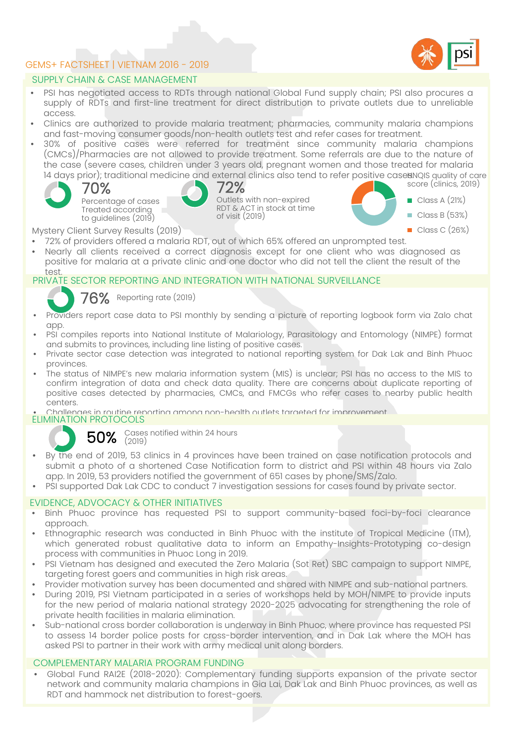GEMS+ FACTSHEET | VIETNAM 2016 - 2019

## SUPPLY CHAIN & CASE MANAGEMENT

- PSI has negotiated access to RDTs through national Global Fund supply chain; PSI also procures a supply of RDTs and first-line treatment for direct distribution to private outlets due to unreliable access.
- Clinics are authorized to provide malaria treatment; pharmacies, community malaria champions and fast-moving consumer goods/non-health outlets test and refer cases for treatment.
- 30% of positive cases were referred for treatment since community malaria champions (CMCs)/Pharmacies are not allowed to provide treatment. Some referrals are due to the nature of the case (severe cases, children under 3 years old, pregnant women and those treated for malaria 14 days prior); traditional medicine and external clinics also tend to refer positive cases.

**70%** Percentage of cases Treated according to guidelines (2019)

**72%** Outlets with non-expired RDT & ACT in stock at time of visit (2019)

HNQIS quality of care score (clinics, 2019)

Class A (21%)

Class B (53%)

Class C (26%)

Mystery Client Survey Results (2019)

- 72% of providers offered a malaria RDT, out of which 65% offered an unprompted test.
- Nearly all clients received a correct diagnosis except for one client who was diagnosed as positive for malaria at a private clinic and one doctor who did not tell the client the result of the test.

## PRIVATE SECTOR REPORTING AND INTEGRATION WITH NATIONAL SURVEILLANCE

**76%** Reporting rate (2019)

- Providers report case data to PSI monthly by sending a picture of reporting logbook form via Zalo chat app.
- PSI compiles reports into National Institute of Malariology, Parasitology and Entomology (NIMPE) format and submits to provinces, including line listing of positive cases.
- Private sector case detection was integrated to national reporting system for Dak Lak and Binh Phuoc provinces.
- The status of NIMPE's new malaria information system (MIS) is unclear; PSI has no access to the MIS to confirm integration of data and check data quality. There are concerns about duplicate reporting of positive cases detected by pharmacies, CMCs, and FMCGs who refer cases to nearby public health centers.
- Challenges in routine reporting among non-health outlets targeted for improvement.

## ELIMINATION PROTOCOLS

**50%** Cases notified within 24 hours (2019)

- By the end of 2019, 53 clinics in 4 provinces have been trained on case notification protocols and submit a photo of a shortened Case Notification form to district and PSI within 48 hours via Zalo app. In 2019, 53 providers notified the government of 651 cases by phone/SMS/Zalo.
- PSI supported Dak Lak CDC to conduct 7 investigation sessions for cases found by private sector.

## EVIDENCE, ADVOCACY & OTHER INITIATIVES

- Binh Phuoc province has requested PSI to support community-based foci-by-foci clearance approach.
- Ethnographic research was conducted in Binh Phuoc with the institute of Tropical Medicine (ITM), which generated robust qualitative data to inform an Empathy-Insights-Prototyping co-design process with communities in Phuoc Long in 2019.
- PSI Vietnam has designed and executed the Zero Malaria (Sot Ret) SBC campaign to support NIMPE, targeting forest goers and communities in high risk areas.
- Provider motivation survey has been documented and shared with NIMPE and sub-national partners.
- During 2019, PSI Vietnam participated in a series of workshops held by MOH/NIMPE to provide inputs for the new period of malaria national strategy 2020-2025 advocating for strengthening the role of private health facilities in malaria elimination.
- Sub-national cross border collaboration is underway in Binh Phuoc, where province has requested PSI to assess 14 border police posts for cross-border intervention, and in Dak Lak where the MOH has asked PSI to partner in their work with army medical unit along borders.

## COMPLEMENTARY MALARIA PROGRAM FUNDING

- Global Fund RAI2E (2018-2020): Complementary funding supports expansion of the private sector network and community malaria champions in Gia Lai, Dak Lak and Binh Phuoc provinces, as well as RDT and hammock net distribution to forest-goers.